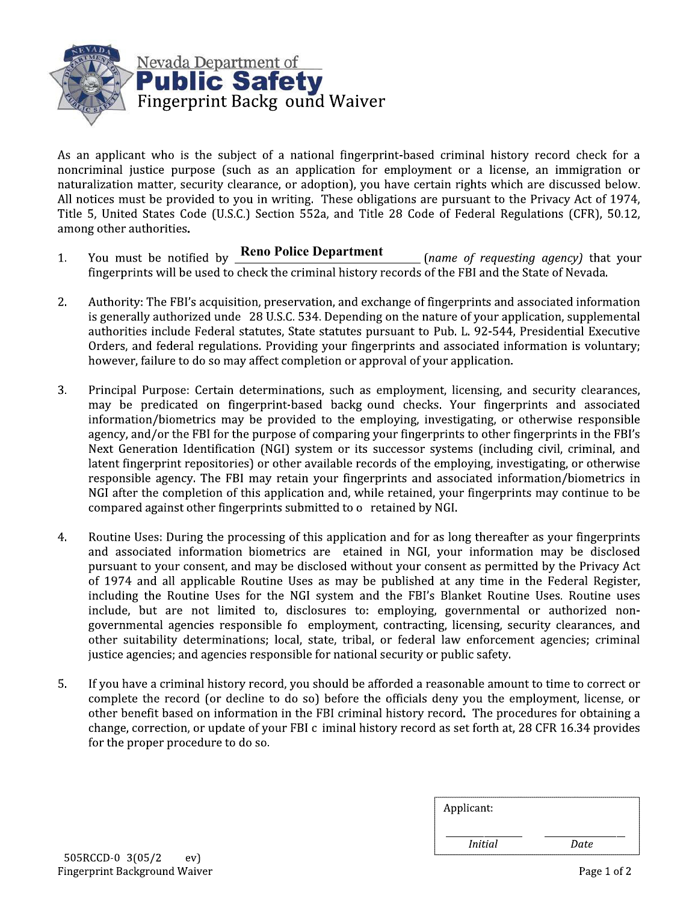Nevada Department of

# Public Safety

## Fingerprint Backg ound Waiver

As an applicant who is the subject of a national fingerprint-based criminal history record check for a noncriminal justice purpose (such as an application for employment or a license, an immigration or naturalization matter, security clearance, or adoption), you have certain rights which are discussed below. All notices must be provided to you in writing. These obligations are pursuant to the Privacy Act of 1974, Title 5, United States Code (U.S.C.) Section 552a, and Title 28 Code of Federal Regulations (CFR), 50.12, among other authorities.

1. You must be notified by **Reno Police Department** (*name of requesting agency*) that your fingerprints will be used to check the criminal history records of the FBI and the State of Nevada.

2. Authority: The FBI's acquisition, preservation, and exchange of fingerprints and associated information is generally authorized unde 28 U.S.C. 534. Depending on the nature of your application, supplemental authorities include Federal statutes, State statutes pursuant to Pub. L. 92-544, Presidential Executive Orders, and federal regulations. Providing your fingerprints and associated information is voluntary; however, failure to do so may affect completion or approval of your application.

3. Principal Purpose: Certain determinations, such as employment, licensing, and security clearances, may be predicated on fingerprint-based backg ound checks. Your fingerprints and associated information/biometrics may be provided to the employing, investigating, or otherwise responsible agency, and/or the FBI for the purpose of comparing your fingerprints to other fingerprints in the FBI's Next Generation Identification (NGI) system or its successor systems (including civil, criminal, and latent fingerprint repositories) or other available records of the employing, investigating, or otherwise responsible agency. The FBI may retain your fingerprints and associated information/biometrics in NGI after the completion of this application and, while retained, your fingerprints may continue to be compared against other fingerprints submitted to o retained by NGI.

4. Routine Uses: During the processing of this application and for as long thereafter as your fingerprints and associated information biometrics are etained in NGI, your information may be disclosed pursuant to your consent, and may be disclosed without your consent as permitted by the Privacy Act of 1974 and all applicable Routine Uses as may be published at any time in the Federal Register, including the Routine Uses for the NGI system and the FBI's Blanket Routine Uses. Routine uses include, but are not limited to, disclosures to: employing, governmental or authorized non-governmental agencies responsible fo employment, contracting, licensing, security clearances, and other suitability determinations; local, state, tribal, or federal law enforcement agencies; criminal justice agencies; and agencies responsible for national security or public safety.

5. If you have a criminal history record, you should be afforded a reasonable amount to time to correct or complete the record (or decline to do so) before the officials deny you the employment, license, or other benefit based on information in the FBI criminal history record. The procedures for obtaining a change, correction, or update of your FBI c iminal history record as set forth at, 28 CFR 16.34 provides for the proper procedure to do so.

Applicant:

\_\_\_\_\_\_\_\_\_\_ \_\_\_\_\_\_\_\_\_\_

*Initial* *Date*

505RCCD-0 3(05/2 ev)
Fingerprint Background Waiver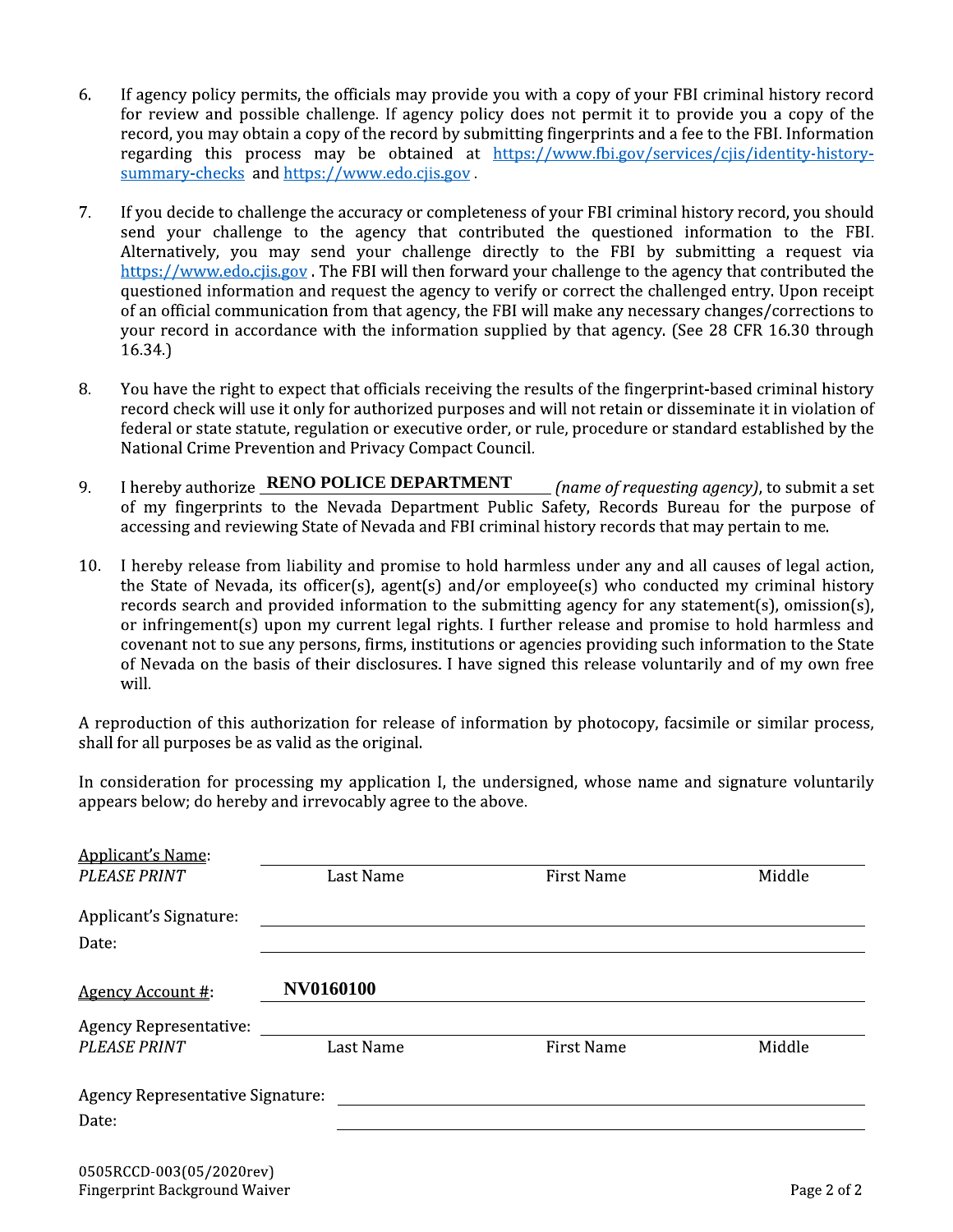6. If agency policy permits, the officials may provide you with a copy of your FBI criminal history record for review and possible challenge. If agency policy does not permit it to provide you a copy of the record, you may obtain a copy of the record by submitting fingerprints and a fee to the FBI. Information regarding this process may be obtained at https://www.fbi.gov/services/cjis/identity-history-summary-checks and https://www.edo.cjis.gov .

7. If you decide to challenge the accuracy or completeness of your FBI criminal history record, you should send your challenge to the agency that contributed the questioned information to the FBI. Alternatively, you may send your challenge directly to the FBI by submitting a request via https://www.edo.cjis.gov . The FBI will then forward your challenge to the agency that contributed the questioned information and request the agency to verify or correct the challenged entry. Upon receipt of an official communication from that agency, the FBI will make any necessary changes/corrections to your record in accordance with the information supplied by that agency. (See 28 CFR 16.30 through 16.34.)

8. You have the right to expect that officials receiving the results of the fingerprint-based criminal history record check will use it only for authorized purposes and will not retain or disseminate it in violation of federal or state statute, regulation or executive order, or rule, procedure or standard established by the National Crime Prevention and Privacy Compact Council.

9. I hereby authorize **RENO POLICE DEPARTMENT** *(name of requesting agency)*, to submit a set of my fingerprints to the Nevada Department Public Safety, Records Bureau for the purpose of accessing and reviewing State of Nevada and FBI criminal history records that may pertain to me.

10. I hereby release from liability and promise to hold harmless under any and all causes of legal action, the State of Nevada, its officer(s), agent(s) and/or employee(s) who conducted my criminal history records search and provided information to the submitting agency for any statement(s), omission(s), or infringement(s) upon my current legal rights. I further release and promise to hold harmless and covenant not to sue any persons, firms, institutions or agencies providing such information to the State of Nevada on the basis of their disclosures. I have signed this release voluntarily and of my own free will.

A reproduction of this authorization for release of information by photocopy, facsimile or similar process, shall for all purposes be as valid as the original.

In consideration for processing my application I, the undersigned, whose name and signature voluntarily appears below; do hereby and irrevocably agree to the above.

Applicant's Name: _______________________________________________
*PLEASE PRINT* Last Name First Name Middle

Applicant's Signature: _______________________________________________

Date: _______________________________________________

Agency Account #: **NV0160100**

Agency Representative: _______________________________________________
*PLEASE PRINT* Last Name First Name Middle

Agency Representative Signature: _______________________________________________

Date: _______________________________________________

0505RCCD-003(05/2020rev)
Fingerprint Background Waiver